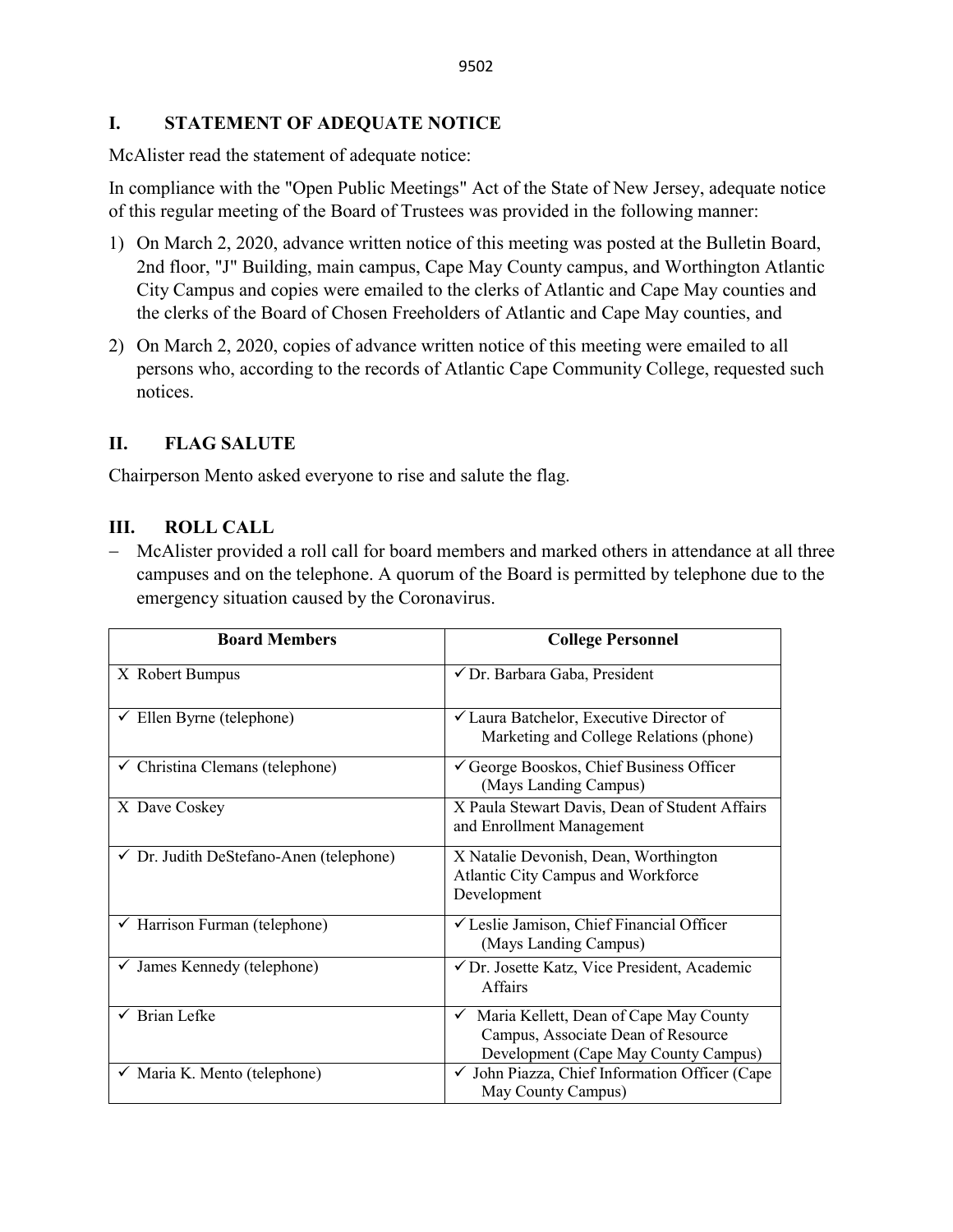## I. STATEMENT OF ADEQUATE NOTICE

McAlister read the statement of adequate notice:

In compliance with the "Open Public Meetings" Act of the State of New Jersey, adequate notice of this regular meeting of the Board of Trustees was provided in the following manner:

1) On March 2, 2020, advance written notice of this meeting was posted at the Bulletin Board, 2nd floor, "J" Building, main campus, Cape May County campus, and Worthington Atlantic City Campus and copies were emailed to the clerks of Atlantic and Cape May counties and the clerks of the Board of Chosen Freeholders of Atlantic and Cape May counties, and
2) On March 2, 2020, copies of advance written notice of this meeting were emailed to all persons who, according to the records of Atlantic Cape Community College, requested such notices.

## II. FLAG SALUTE

Chairperson Mento asked everyone to rise and salute the flag.

## III. ROLL CALL

- McAlister provided a roll call for board members and marked others in attendance at all three campuses and on the telephone. A quorum of the Board is permitted by telephone due to the emergency situation caused by the Coronavirus.

| Board Members | College Personnel |
|---|---|
| X Robert Bumpus | ✓ Dr. Barbara Gaba, President |
| ✓ Ellen Byrne (telephone) | ✓ Laura Batchelor, Executive Director of Marketing and College Relations (phone) |
| ✓ Christina Clemans (telephone) | ✓ George Booskos, Chief Business Officer (Mays Landing Campus) |
| X Dave Coskey | X Paula Stewart Davis, Dean of Student Affairs and Enrollment Management |
| ✓ Dr. Judith DeStefano-Anen (telephone) | X Natalie Devonish, Dean, Worthington Atlantic City Campus and Workforce Development |
| ✓ Harrison Furman (telephone) | ✓ Leslie Jamison, Chief Financial Officer (Mays Landing Campus) |
| ✓ James Kennedy (telephone) | ✓ Dr. Josette Katz, Vice President, Academic Affairs |
| ✓ Brian Lefke | ✓ Maria Kellett, Dean of Cape May County Campus, Associate Dean of Resource Development (Cape May County Campus) |
| ✓ Maria K. Mento (telephone) | ✓ John Piazza, Chief Information Officer (Cape May County Campus) |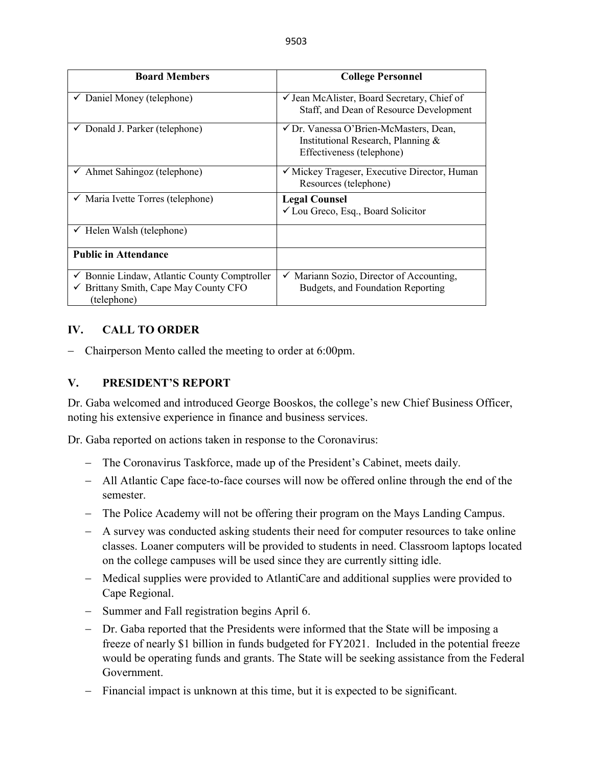| Board Members | College Personnel |
|---|---|
| ✓ Daniel Money (telephone) | ✓ Jean McAlister, Board Secretary, Chief of Staff, and Dean of Resource Development |
| ✓ Donald J. Parker (telephone) | ✓ Dr. Vanessa O'Brien-McMasters, Dean, Institutional Research, Planning & Effectiveness (telephone) |
| ✓ Ahmet Sahingoz (telephone) | ✓ Mickey Trageser, Executive Director, Human Resources (telephone) |
| ✓ Maria Ivette Torres (telephone) | **Legal Counsel**<br>✓ Lou Greco, Esq., Board Solicitor |
| ✓ Helen Walsh (telephone) | |
| **Public in Attendance** | |
| ✓ Bonnie Lindaw, Atlantic County Comptroller<br>✓ Brittany Smith, Cape May County CFO (telephone) | ✓ Mariann Sozio, Director of Accounting, Budgets, and Foundation Reporting |

## IV. CALL TO ORDER

– Chairperson Mento called the meeting to order at 6:00pm.

## V. PRESIDENT'S REPORT

Dr. Gaba welcomed and introduced George Booskos, the college's new Chief Business Officer, noting his extensive experience in finance and business services.

Dr. Gaba reported on actions taken in response to the Coronavirus:

- The Coronavirus Taskforce, made up of the President's Cabinet, meets daily.
- All Atlantic Cape face-to-face courses will now be offered online through the end of the semester.
- The Police Academy will not be offering their program on the Mays Landing Campus.
- A survey was conducted asking students their need for computer resources to take online classes. Loaner computers will be provided to students in need. Classroom laptops located on the college campuses will be used since they are currently sitting idle.
- Medical supplies were provided to AtlantiCare and additional supplies were provided to Cape Regional.
- Summer and Fall registration begins April 6.
- Dr. Gaba reported that the Presidents were informed that the State will be imposing a freeze of nearly $1 billion in funds budgeted for FY2021. Included in the potential freeze would be operating funds and grants. The State will be seeking assistance from the Federal Government.
- Financial impact is unknown at this time, but it is expected to be significant.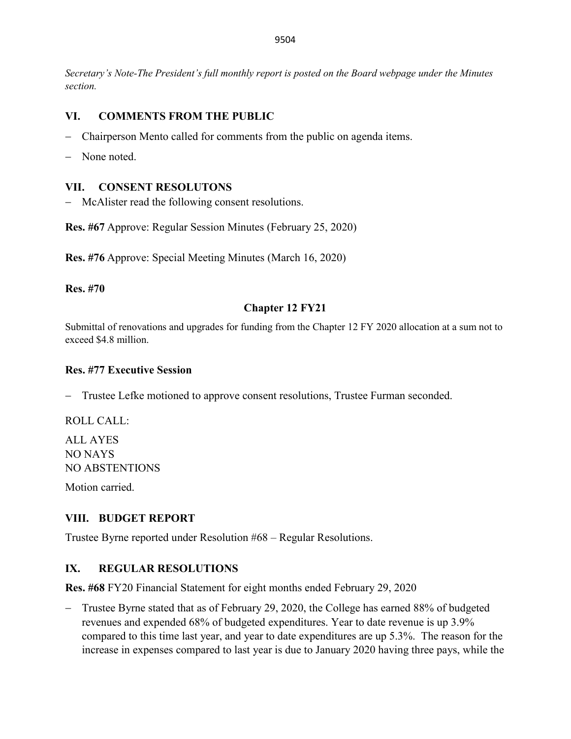*Secretary's Note-The President's full monthly report is posted on the Board webpage under the Minutes section.*

## VI. COMMENTS FROM THE PUBLIC

- Chairperson Mento called for comments from the public on agenda items.
- None noted.

## VII. CONSENT RESOLUTONS

- McAlister read the following consent resolutions.

**Res. #67** Approve: Regular Session Minutes (February 25, 2020)

**Res. #76** Approve: Special Meeting Minutes (March 16, 2020)

**Res. #70**

**Chapter 12 FY21**

Submittal of renovations and upgrades for funding from the Chapter 12 FY 2020 allocation at a sum not to exceed $4.8 million.

**Res. #77 Executive Session**

- Trustee Lefke motioned to approve consent resolutions, Trustee Furman seconded.

ROLL CALL:

ALL AYES
NO NAYS
NO ABSTENTIONS

Motion carried.

## VIII. BUDGET REPORT

Trustee Byrne reported under Resolution #68 – Regular Resolutions.

## IX. REGULAR RESOLUTIONS

**Res. #68** FY20 Financial Statement for eight months ended February 29, 2020

- Trustee Byrne stated that as of February 29, 2020, the College has earned 88% of budgeted revenues and expended 68% of budgeted expenditures. Year to date revenue is up 3.9% compared to this time last year, and year to date expenditures are up 5.3%. The reason for the increase in expenses compared to last year is due to January 2020 having three pays, while the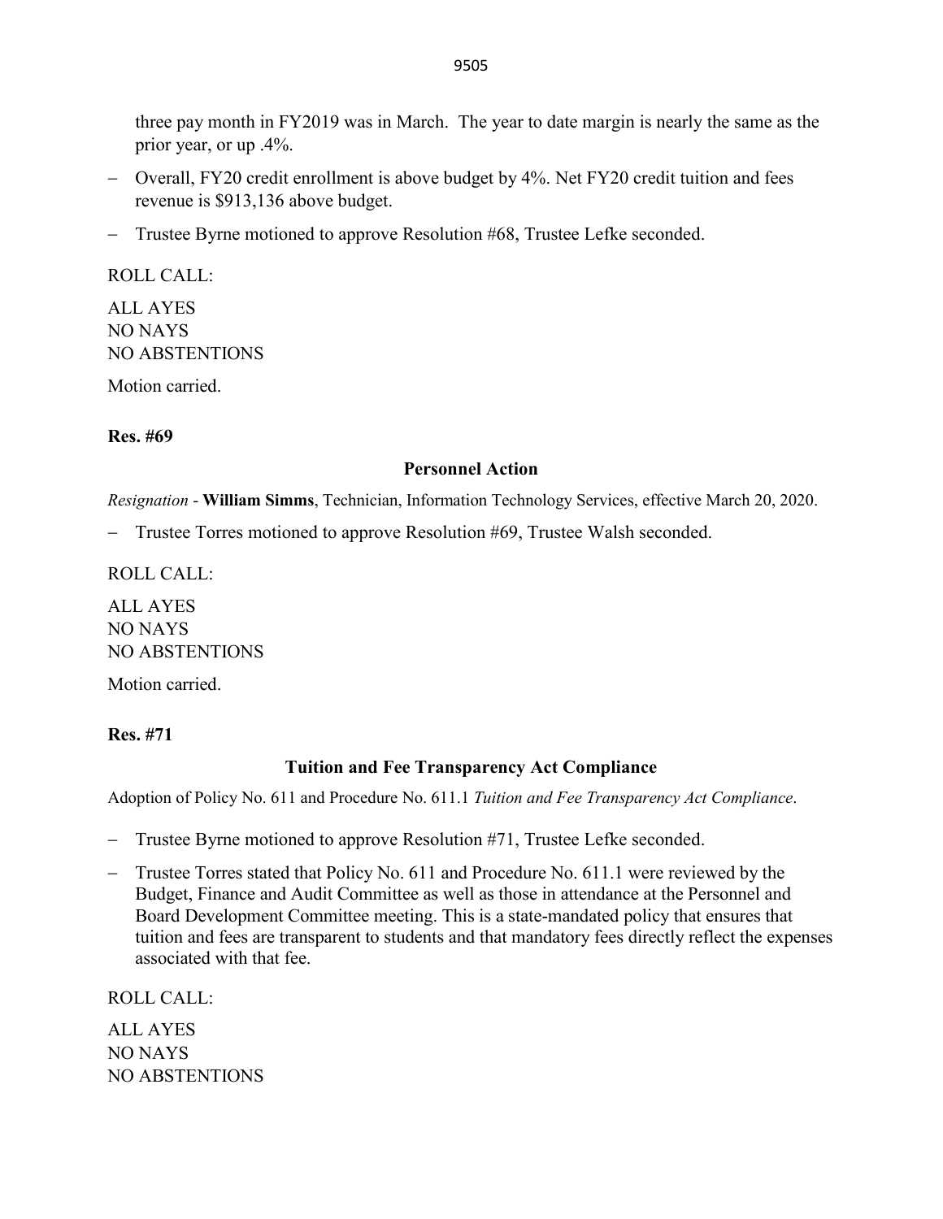three pay month in FY2019 was in March. The year to date margin is nearly the same as the prior year, or up .4%.

- Overall, FY20 credit enrollment is above budget by 4%. Net FY20 credit tuition and fees revenue is $913,136 above budget.
- Trustee Byrne motioned to approve Resolution #68, Trustee Lefke seconded.

ROLL CALL:

ALL AYES
NO NAYS
NO ABSTENTIONS

Motion carried.

**Res. #69**

**Personnel Action**

*Resignation* - **William Simms**, Technician, Information Technology Services, effective March 20, 2020.

- Trustee Torres motioned to approve Resolution #69, Trustee Walsh seconded.

ROLL CALL:

ALL AYES
NO NAYS
NO ABSTENTIONS

Motion carried.

**Res. #71**

**Tuition and Fee Transparency Act Compliance**

Adoption of Policy No. 611 and Procedure No. 611.1 *Tuition and Fee Transparency Act Compliance*.

- Trustee Byrne motioned to approve Resolution #71, Trustee Lefke seconded.
- Trustee Torres stated that Policy No. 611 and Procedure No. 611.1 were reviewed by the Budget, Finance and Audit Committee as well as those in attendance at the Personnel and Board Development Committee meeting. This is a state-mandated policy that ensures that tuition and fees are transparent to students and that mandatory fees directly reflect the expenses associated with that fee.

ROLL CALL:

ALL AYES
NO NAYS
NO ABSTENTIONS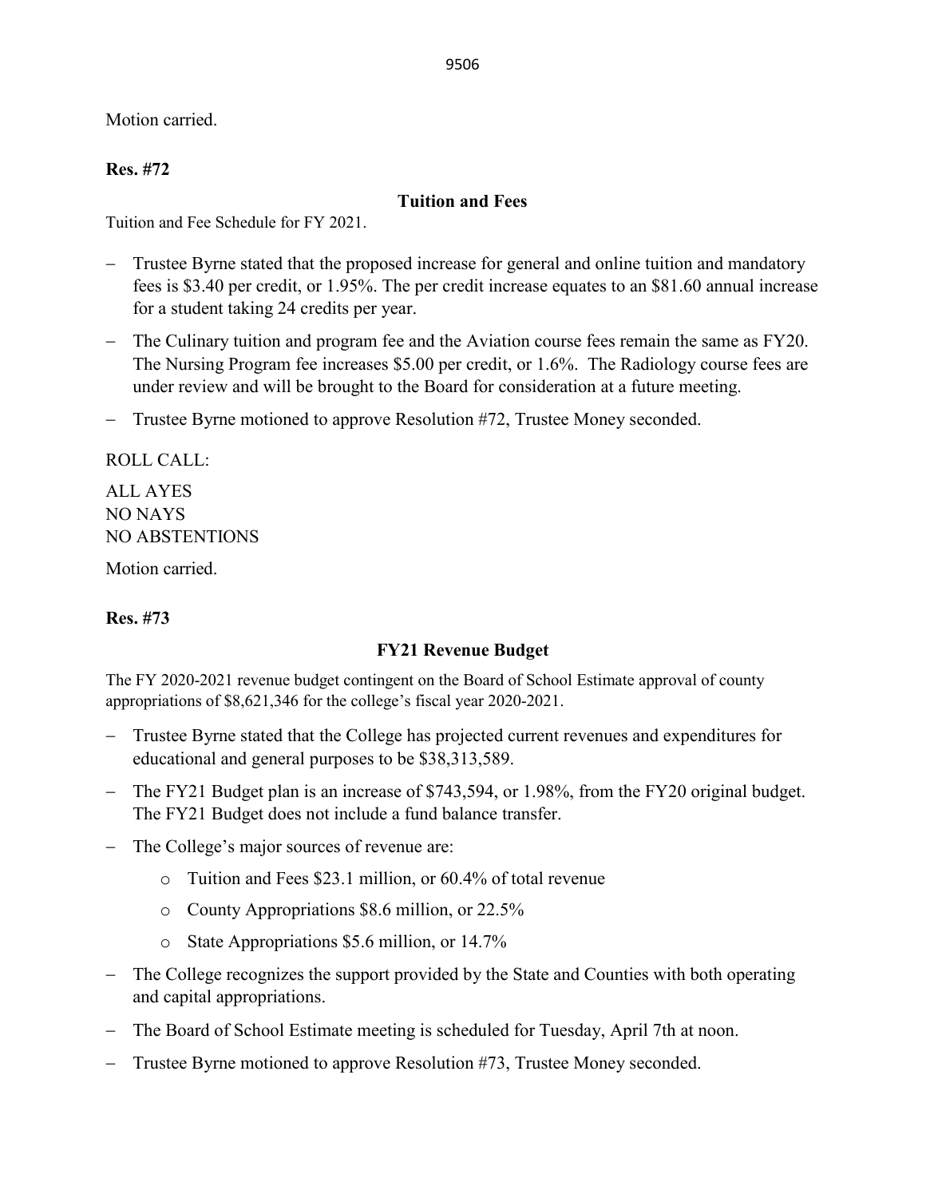Motion carried.

**Res. #72**

**Tuition and Fees**

Tuition and Fee Schedule for FY 2021.

- Trustee Byrne stated that the proposed increase for general and online tuition and mandatory fees is $3.40 per credit, or 1.95%. The per credit increase equates to an $81.60 annual increase for a student taking 24 credits per year.
- The Culinary tuition and program fee and the Aviation course fees remain the same as FY20. The Nursing Program fee increases $5.00 per credit, or 1.6%. The Radiology course fees are under review and will be brought to the Board for consideration at a future meeting.
- Trustee Byrne motioned to approve Resolution #72, Trustee Money seconded.

ROLL CALL:

ALL AYES
NO NAYS
NO ABSTENTIONS

Motion carried.

**Res. #73**

**FY21 Revenue Budget**

The FY 2020-2021 revenue budget contingent on the Board of School Estimate approval of county appropriations of $8,621,346 for the college's fiscal year 2020-2021.

- Trustee Byrne stated that the College has projected current revenues and expenditures for educational and general purposes to be $38,313,589.
- The FY21 Budget plan is an increase of $743,594, or 1.98%, from the FY20 original budget. The FY21 Budget does not include a fund balance transfer.
- The College's major sources of revenue are:
  - Tuition and Fees $23.1 million, or 60.4% of total revenue
  - County Appropriations $8.6 million, or 22.5%
  - State Appropriations $5.6 million, or 14.7%
- The College recognizes the support provided by the State and Counties with both operating and capital appropriations.
- The Board of School Estimate meeting is scheduled for Tuesday, April 7th at noon.
- Trustee Byrne motioned to approve Resolution #73, Trustee Money seconded.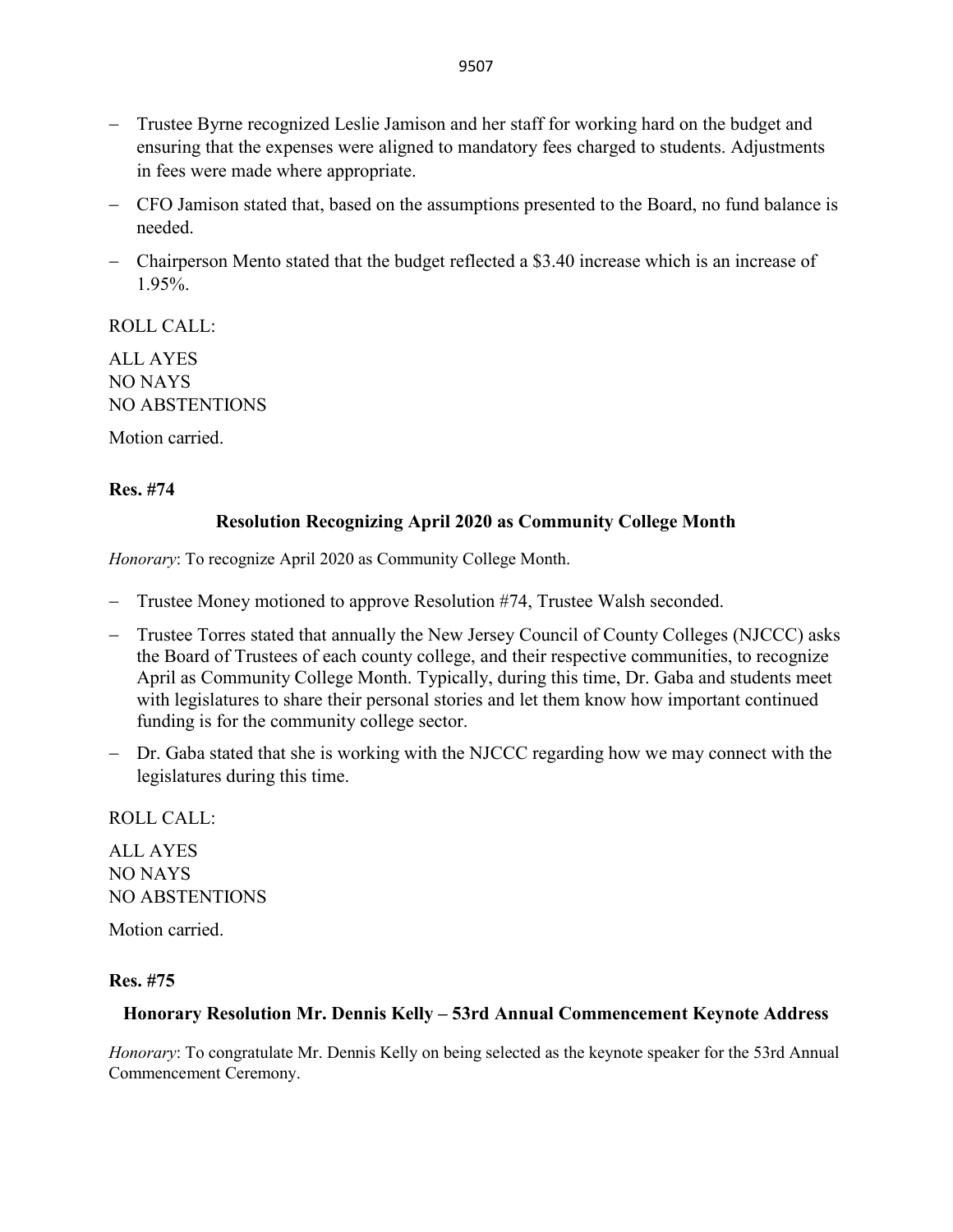- Trustee Byrne recognized Leslie Jamison and her staff for working hard on the budget and ensuring that the expenses were aligned to mandatory fees charged to students. Adjustments in fees were made where appropriate.
- CFO Jamison stated that, based on the assumptions presented to the Board, no fund balance is needed.
- Chairperson Mento stated that the budget reflected a $3.40 increase which is an increase of 1.95%.

ROLL CALL:

ALL AYES
NO NAYS
NO ABSTENTIONS

Motion carried.

**Res. #74**

**Resolution Recognizing April 2020 as Community College Month**

*Honorary*: To recognize April 2020 as Community College Month.

- Trustee Money motioned to approve Resolution #74, Trustee Walsh seconded.
- Trustee Torres stated that annually the New Jersey Council of County Colleges (NJCCC) asks the Board of Trustees of each county college, and their respective communities, to recognize April as Community College Month. Typically, during this time, Dr. Gaba and students meet with legislatures to share their personal stories and let them know how important continued funding is for the community college sector.
- Dr. Gaba stated that she is working with the NJCCC regarding how we may connect with the legislatures during this time.

ROLL CALL:

ALL AYES
NO NAYS
NO ABSTENTIONS

Motion carried.

**Res. #75**

**Honorary Resolution Mr. Dennis Kelly – 53rd Annual Commencement Keynote Address**

*Honorary*: To congratulate Mr. Dennis Kelly on being selected as the keynote speaker for the 53rd Annual Commencement Ceremony.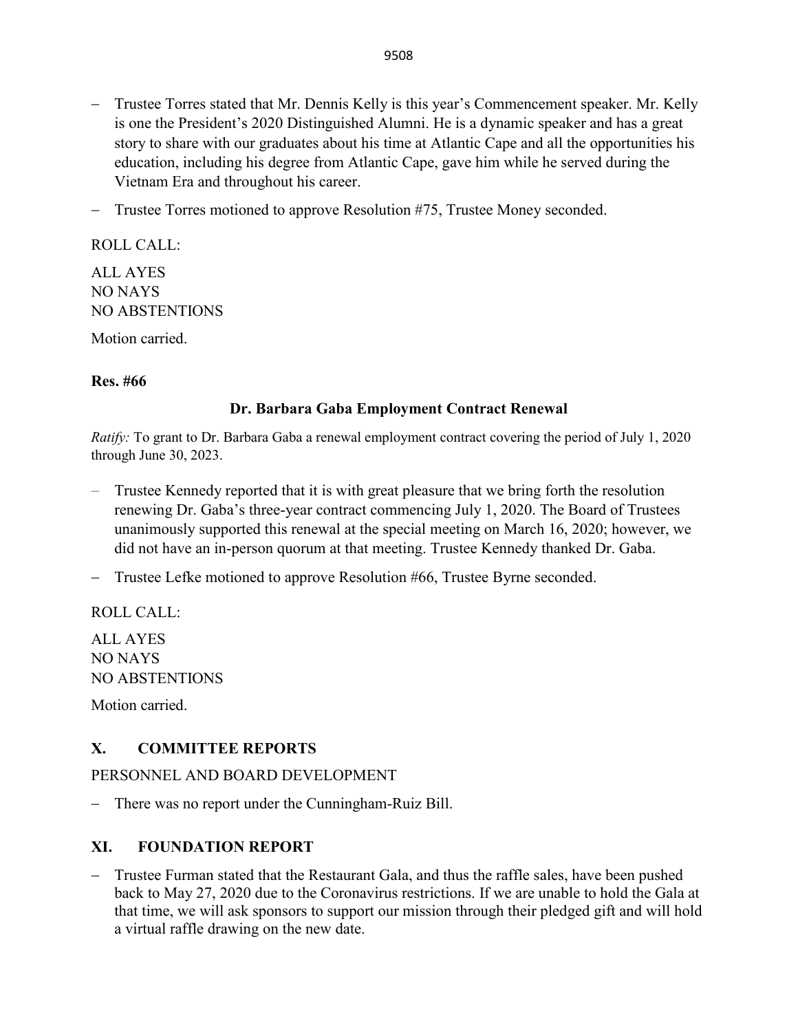- Trustee Torres stated that Mr. Dennis Kelly is this year's Commencement speaker. Mr. Kelly is one the President's 2020 Distinguished Alumni. He is a dynamic speaker and has a great story to share with our graduates about his time at Atlantic Cape and all the opportunities his education, including his degree from Atlantic Cape, gave him while he served during the Vietnam Era and throughout his career.
- Trustee Torres motioned to approve Resolution #75, Trustee Money seconded.

ROLL CALL:

ALL AYES
NO NAYS
NO ABSTENTIONS

Motion carried.

**Res. #66**

**Dr. Barbara Gaba Employment Contract Renewal**

*Ratify:* To grant to Dr. Barbara Gaba a renewal employment contract covering the period of July 1, 2020 through June 30, 2023.

- Trustee Kennedy reported that it is with great pleasure that we bring forth the resolution renewing Dr. Gaba's three-year contract commencing July 1, 2020. The Board of Trustees unanimously supported this renewal at the special meeting on March 16, 2020; however, we did not have an in-person quorum at that meeting. Trustee Kennedy thanked Dr. Gaba.
- Trustee Lefke motioned to approve Resolution #66, Trustee Byrne seconded.

ROLL CALL:

ALL AYES
NO NAYS
NO ABSTENTIONS

Motion carried.

## X. COMMITTEE REPORTS

PERSONNEL AND BOARD DEVELOPMENT

- There was no report under the Cunningham-Ruiz Bill.

## XI. FOUNDATION REPORT

- Trustee Furman stated that the Restaurant Gala, and thus the raffle sales, have been pushed back to May 27, 2020 due to the Coronavirus restrictions. If we are unable to hold the Gala at that time, we will ask sponsors to support our mission through their pledged gift and will hold a virtual raffle drawing on the new date.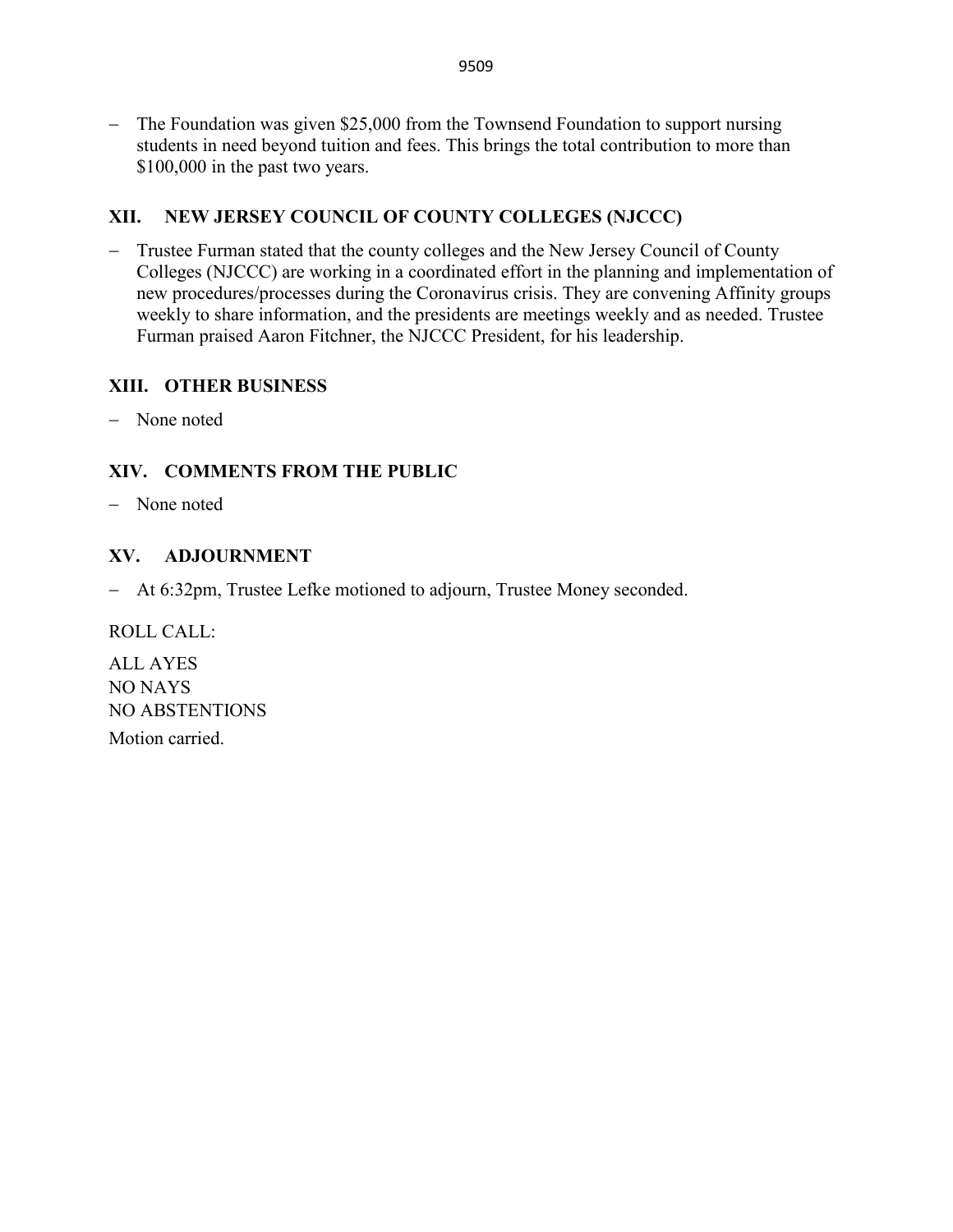- The Foundation was given $25,000 from the Townsend Foundation to support nursing students in need beyond tuition and fees. This brings the total contribution to more than $100,000 in the past two years.

## XII. NEW JERSEY COUNCIL OF COUNTY COLLEGES (NJCCC)

- Trustee Furman stated that the county colleges and the New Jersey Council of County Colleges (NJCCC) are working in a coordinated effort in the planning and implementation of new procedures/processes during the Coronavirus crisis. They are convening Affinity groups weekly to share information, and the presidents are meetings weekly and as needed. Trustee Furman praised Aaron Fitchner, the NJCCC President, for his leadership.

## XIII. OTHER BUSINESS

- None noted

## XIV. COMMENTS FROM THE PUBLIC

- None noted

## XV. ADJOURNMENT

- At 6:32pm, Trustee Lefke motioned to adjourn, Trustee Money seconded.

ROLL CALL:

ALL AYES
NO NAYS
NO ABSTENTIONS

Motion carried.